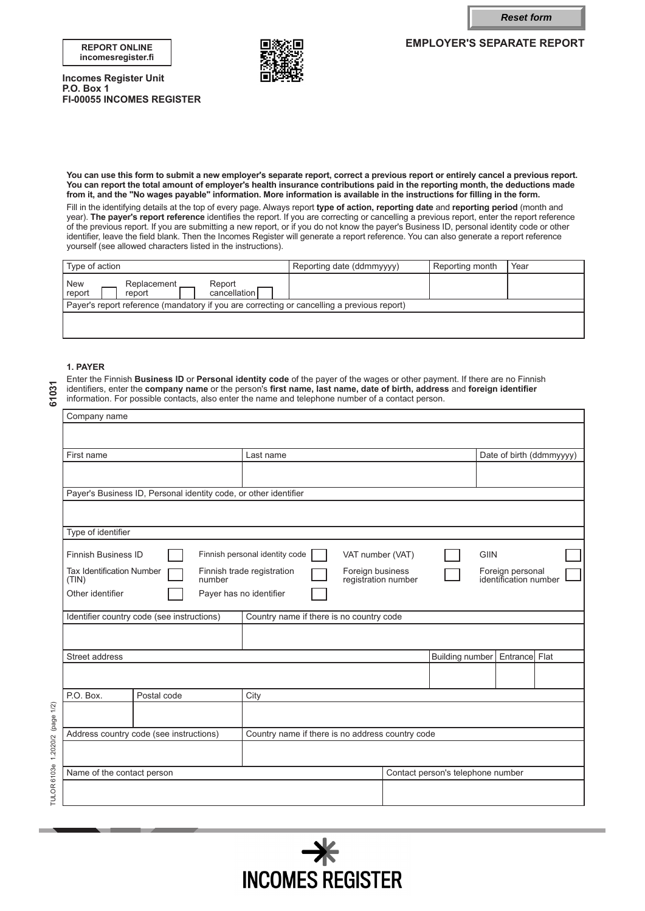Reset form

**REPORT ONLINE**
**incomesregister.fi**

**Incomes Register Unit**
**P.O. Box 1**
**FI-00055 INCOMES REGISTER**

# EMPLOYER'S SEPARATE REPORT

**You can use this form to submit a new employer's separate report, correct a previous report or entirely cancel a previous report. You can report the total amount of employer's health insurance contributions paid in the reporting month, the deductions made from it, and the "No wages payable" information. More information is available in the instructions for filling in the form.**

Fill in the identifying details at the top of every page. Always report **type of action, reporting date** and **reporting period** (month and year). **The payer's report reference** identifies the report. If you are correcting or cancelling a previous report, enter the report reference of the previous report. If you are submitting a new report, or if you do not know the payer's Business ID, personal identity code or other identifier, leave the field blank. Then the Incomes Register will generate a report reference. You can also generate a report reference yourself (see allowed characters listed in the instructions).

| Type of action | Reporting date (ddmmyyyy) | Reporting month | Year |
|---|---|---|---|
| New report ☐ Replacement report ☐ Report cancellation ☐ | | | |
| Payer's report reference (mandatory if you are correcting or cancelling a previous report) | | | |
| | | | |

## 1. PAYER

Enter the Finnish **Business ID** or **Personal identity code** of the payer of the wages or other payment. If there are no Finnish identifiers, enter the **company name** or the person's **first name, last name, date of birth, address** and **foreign identifier** information. For possible contacts, also enter the name and telephone number of a contact person.

| Company name | | |
|---|---|---|
| | | |
| First name | Last name | Date of birth (ddmmyyyy) |
| | | |
| Payer's Business ID, Personal identity code, or other identifier | | |
| | | |

Type of identifier

- Finnish Business ID ☐
- Finnish personal identity code ☐
- VAT number (VAT) ☐
- GIIN ☐
- Tax Identification Number (TIN) ☐
- Finnish trade registration number ☐
- Foreign business registration number ☐
- Foreign personal identification number ☐
- Other identifier ☐
- Payer has no identifier ☐

| Identifier country code (see instructions) | Country name if there is no country code |
|---|---|
| | |

| Street address | Building number | Entrance | Flat |
|---|---|---|---|
| | | | |

| P.O. Box. | Postal code | City |
|---|---|---|
| | | |

| Address country code (see instructions) | Country name if there is no address country code |
|---|---|
| | |

| Name of the contact person | Contact person's telephone number |
|---|---|
| | |

61031

TULOR 6103e 1.2020/2 (page 1/2)

INCOMES REGISTER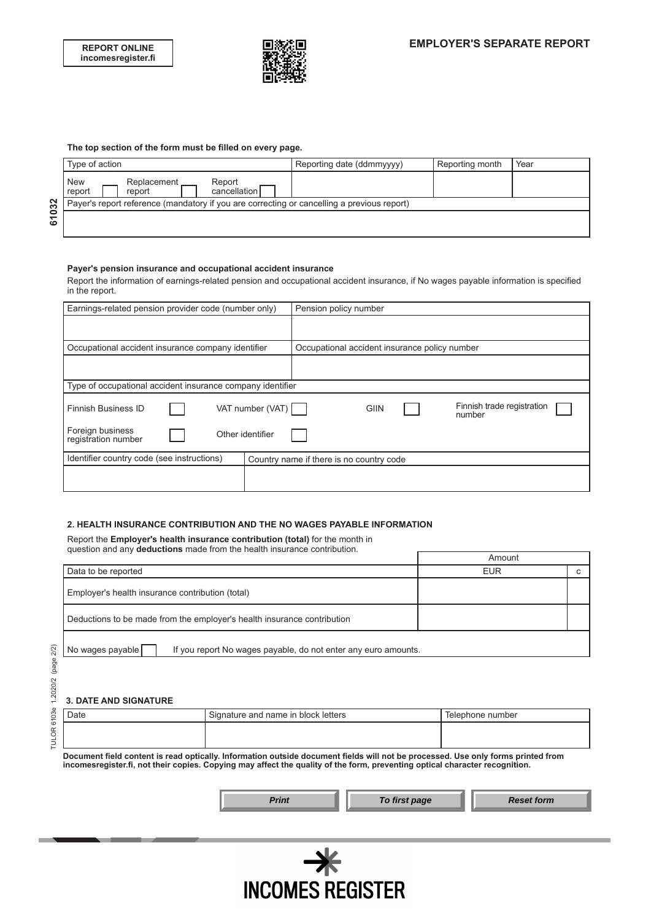REPORT ONLINE
incomesregister.fi

# EMPLOYER'S SEPARATE REPORT

61032

**The top section of the form must be filled on every page.**

| Type of action | Reporting date (ddmmyyyy) | Reporting month | Year |
|---|---|---|---|
| New report ☐ Replacement report ☐ Report cancellation ☐ | | | |
| Payer's report reference (mandatory if you are correcting or cancelling a previous report) | | | |
| | | | |

**Payer's pension insurance and occupational accident insurance**

Report the information of earnings-related pension and occupational accident insurance, if No wages payable information is specified in the report.

| Earnings-related pension provider code (number only) | Pension policy number |
|---|---|
| | |
| Occupational accident insurance company identifier | Occupational accident insurance policy number |
| | |

Type of occupational accident insurance company identifier

Finnish Business ID ☐ VAT number (VAT) ☐ GIIN ☐ Finnish trade registration number ☐

Foreign business registration number ☐ Other identifier ☐

| Identifier country code (see instructions) | Country name if there is no country code |
|---|---|
| | |

**2. HEALTH INSURANCE CONTRIBUTION AND THE NO WAGES PAYABLE INFORMATION**

Report the **Employer's health insurance contribution (total)** for the month in question and any **deductions** made from the health insurance contribution.

| Data to be reported | Amount EUR | c |
|---|---|---|
| Employer's health insurance contribution (total) | | |
| Deductions to be made from the employer's health insurance contribution | | |

No wages payable ☐ If you report No wages payable, do not enter any euro amounts.

**3. DATE AND SIGNATURE**

| Date | Signature and name in block letters | Telephone number |
|---|---|---|
| | | |

**Document field content is read optically. Information outside document fields will not be processed. Use only forms printed from incomesregister.fi, not their copies. Copying may affect the quality of the form, preventing optical character recognition.**

TULOR 6103e 1.2020/2 (page 2/2)

*Print* *To first page* *Reset form*

INCOMES REGISTER